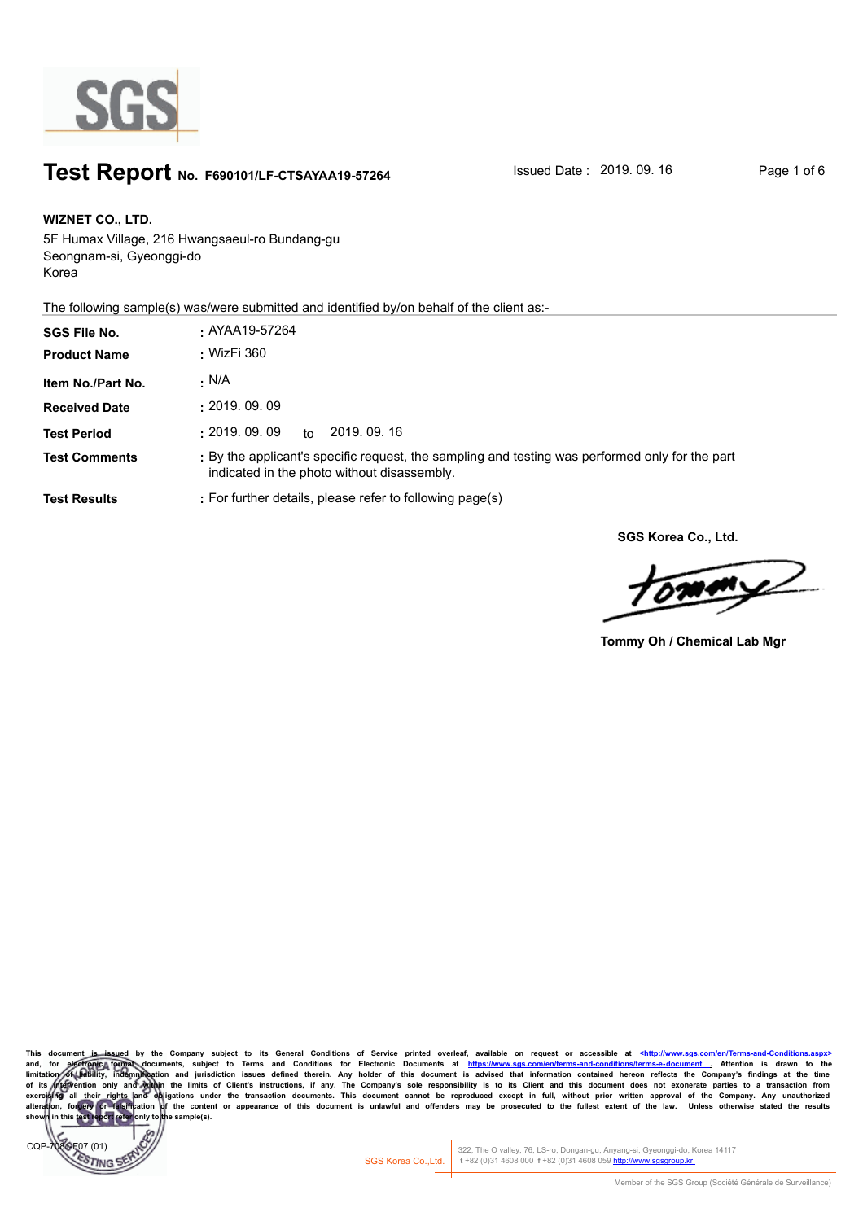# Test Report No. F690101/LF-CTSAYAA19-57264

Issued Date : 2019. 09. 16

**WIZNET CO., LTD.**
5F Humax Village, 216 Hwangsaeul-ro Bundang-gu
Seongnam-si, Gyeonggi-do
Korea

The following sample(s) was/were submitted and identified by/on behalf of the client as:-

| | |
|---|---|
| **SGS File No.** | : AYAA19-57264 |
| **Product Name** | : WizFi 360 |
| **Item No./Part No.** | : N/A |
| **Received Date** | : 2019. 09. 09 |
| **Test Period** | : 2019. 09. 09 to 2019. 09. 16 |
| **Test Comments** | : By the applicant's specific request, the sampling and testing was performed only for the part indicated in the photo without disassembly. |
| **Test Results** | : For further details, please refer to following page(s) |

**SGS Korea Co., Ltd.**

**Tommy Oh / Chemical Lab Mgr**

This document is issued by the Company subject to its General Conditions of Service printed overleaf, available on request or accessible at <http://www.sgs.com/en/Terms-and-Conditions.aspx> and, for electronic format documents, subject to Terms and Conditions for Electronic Documents at https://www.sgs.com/en/terms-and-conditions/terms-e-document . Attention is drawn to the limitation of liability, indemnification and jurisdiction issues defined therein. Any holder of this document is advised that information contained hereon reflects the Company's findings at the time of its intervention only and within the limits of Client's instructions, if any. The Company's sole responsibility is to its Client and this document does not exonerate parties to a transaction from exercising all their rights and obligations under the transaction documents. This document cannot be reproduced except in full, without prior written approval of the Company. Any unauthorized alteration, forgery or falsification of the content or appearance of this document is unlawful and offenders may be prosecuted to the fullest extent of the law. Unless otherwise stated the results shown in this test report refer only to the sample(s).

CQP-708-F07 (01)

SGS Korea Co.,Ltd. | 322, The O valley, 76, LS-ro, Dongan-gu, Anyang-si, Gyeonggi-do, Korea 14117
t +82 (0)31 4608 000 f +82 (0)31 4608 059 http://www.sgsgroup.kr

Member of the SGS Group (Société Générale de Surveillance)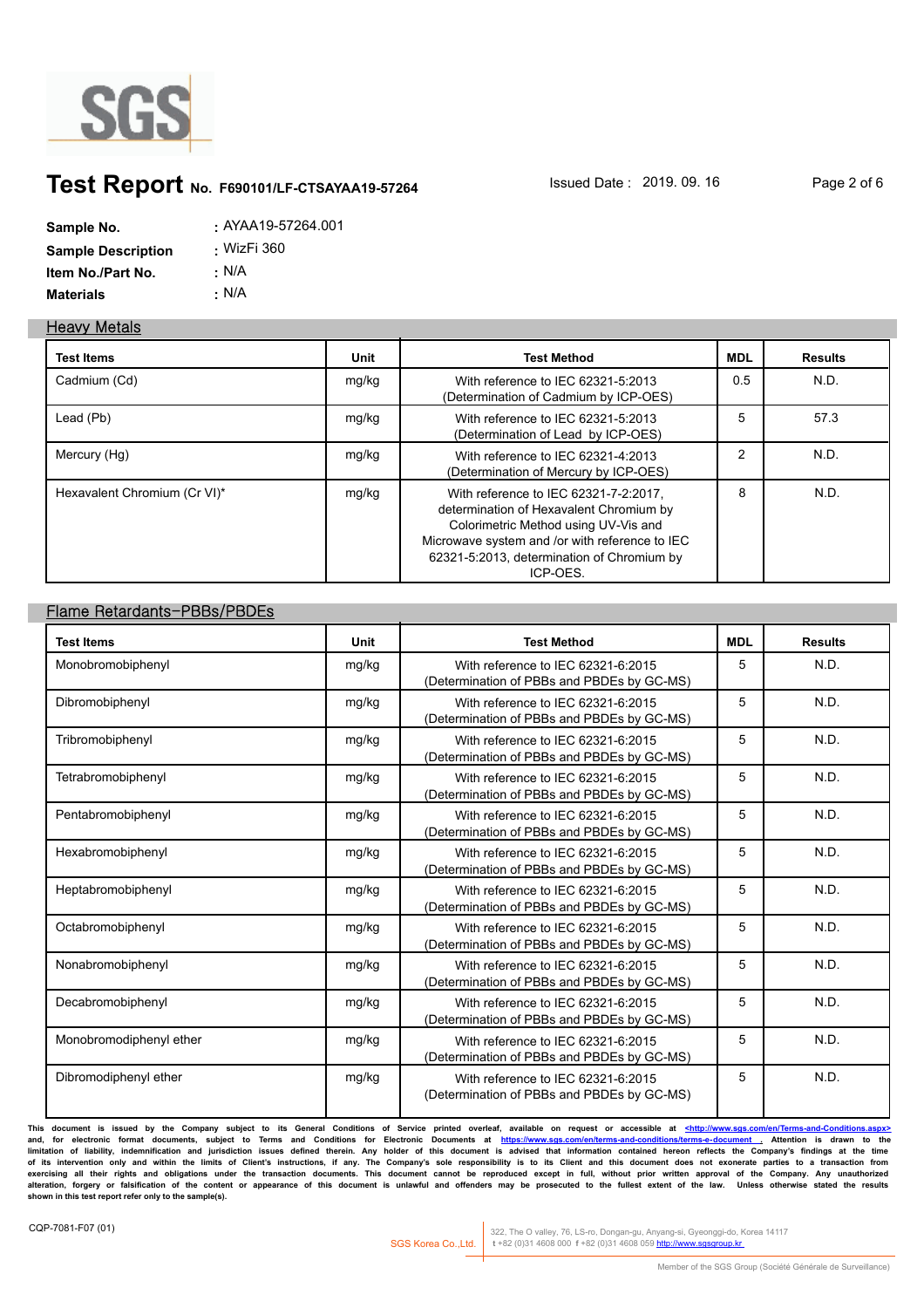# Test Report No. F690101/LF-CTSAYAA19-57264

Issued Date : 2019. 09. 16

**Sample No.** : AYAA19-57264.001
**Sample Description** : WizFi 360
**Item No./Part No.** : N/A
**Materials** : N/A

## Heavy Metals

| Test Items | Unit | Test Method | MDL | Results |
|---|---|---|---|---|
| Cadmium (Cd) | mg/kg | With reference to IEC 62321-5:2013 (Determination of Cadmium by ICP-OES) | 0.5 | N.D. |
| Lead (Pb) | mg/kg | With reference to IEC 62321-5:2013 (Determination of Lead by ICP-OES) | 5 | 57.3 |
| Mercury (Hg) | mg/kg | With reference to IEC 62321-4:2013 (Determination of Mercury by ICP-OES) | 2 | N.D. |
| Hexavalent Chromium (Cr VI)* | mg/kg | With reference to IEC 62321-7-2:2017, determination of Hexavalent Chromium by Colorimetric Method using UV-Vis and Microwave system and /or with reference to IEC 62321-5:2013, determination of Chromium by ICP-OES. | 8 | N.D. |

## Flame Retardants-PBBs/PBDEs

| Test Items | Unit | Test Method | MDL | Results |
|---|---|---|---|---|
| Monobromobiphenyl | mg/kg | With reference to IEC 62321-6:2015 (Determination of PBBs and PBDEs by GC-MS) | 5 | N.D. |
| Dibromobiphenyl | mg/kg | With reference to IEC 62321-6:2015 (Determination of PBBs and PBDEs by GC-MS) | 5 | N.D. |
| Tribromobiphenyl | mg/kg | With reference to IEC 62321-6:2015 (Determination of PBBs and PBDEs by GC-MS) | 5 | N.D. |
| Tetrabromobiphenyl | mg/kg | With reference to IEC 62321-6:2015 (Determination of PBBs and PBDEs by GC-MS) | 5 | N.D. |
| Pentabromobiphenyl | mg/kg | With reference to IEC 62321-6:2015 (Determination of PBBs and PBDEs by GC-MS) | 5 | N.D. |
| Hexabromobiphenyl | mg/kg | With reference to IEC 62321-6:2015 (Determination of PBBs and PBDEs by GC-MS) | 5 | N.D. |
| Heptabromobiphenyl | mg/kg | With reference to IEC 62321-6:2015 (Determination of PBBs and PBDEs by GC-MS) | 5 | N.D. |
| Octabromobiphenyl | mg/kg | With reference to IEC 62321-6:2015 (Determination of PBBs and PBDEs by GC-MS) | 5 | N.D. |
| Nonabromobiphenyl | mg/kg | With reference to IEC 62321-6:2015 (Determination of PBBs and PBDEs by GC-MS) | 5 | N.D. |
| Decabromobiphenyl | mg/kg | With reference to IEC 62321-6:2015 (Determination of PBBs and PBDEs by GC-MS) | 5 | N.D. |
| Monobromodiphenyl ether | mg/kg | With reference to IEC 62321-6:2015 (Determination of PBBs and PBDEs by GC-MS) | 5 | N.D. |
| Dibromodiphenyl ether | mg/kg | With reference to IEC 62321-6:2015 (Determination of PBBs and PBDEs by GC-MS) | 5 | N.D. |

This document is issued by the Company subject to its General Conditions of Service printed overleaf, available on request or accessible at <http://www.sgs.com/en/Terms-and-Conditions.aspx> and, for electronic format documents, subject to Terms and Conditions for Electronic Documents at https://www.sgs.com/en/terms-and-conditions/terms-e-document . Attention is drawn to the limitation of liability, indemnification and jurisdiction issues defined therein. Any holder of this document is advised that information contained hereon reflects the Company's findings at the time of its intervention only and within the limits of Client's instructions, if any. The Company's sole responsibility is to its Client and this document does not exonerate parties to a transaction from exercising all their rights and obligations under the transaction documents. This document cannot be reproduced except in full, without prior written approval of the Company. Any unauthorized alteration, forgery or falsification of the content or appearance of this document is unlawful and offenders may be prosecuted to the fullest extent of the law. Unless otherwise stated the results shown in this test report refer only to the sample(s).

CQP-7081-F07 (01)

SGS Korea Co.,Ltd. | 322, The O valley, 76, LS-ro, Dongan-gu, Anyang-si, Gyeonggi-do, Korea 14117
t +82 (0)31 4608 000 f +82 (0)31 4608 059 http://www.sgsgroup.kr

Member of the SGS Group (Société Générale de Surveillance)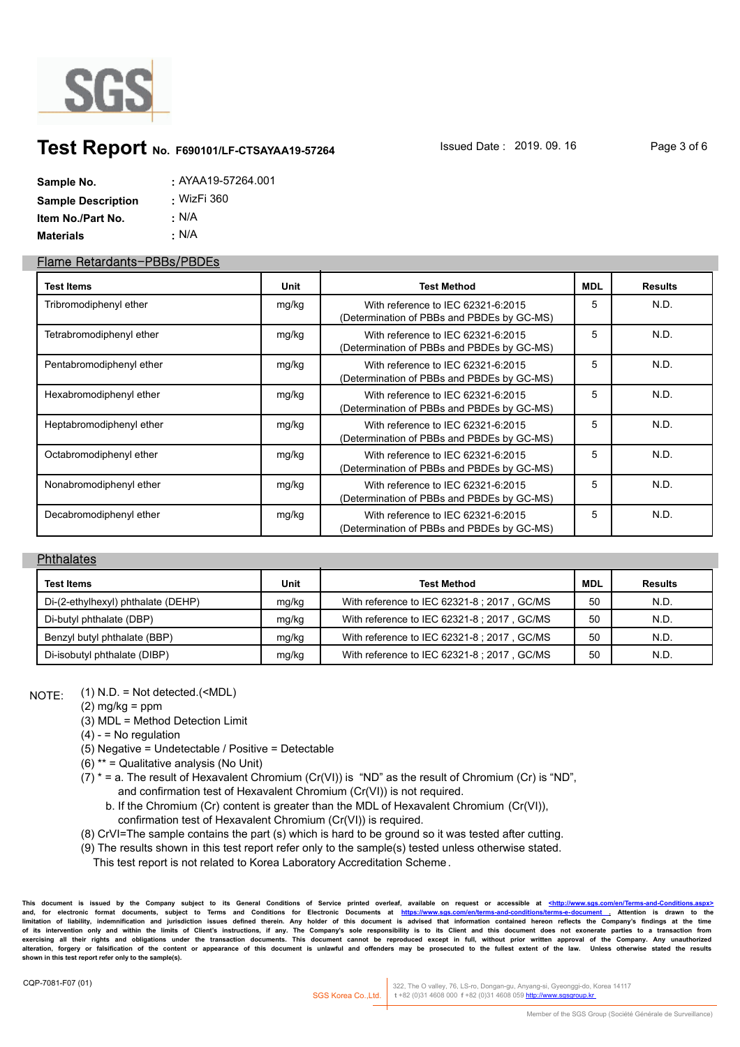# Test Report No. F690101/LF-CTSAYAA19-57264

Issued Date : 2019. 09. 16

**Sample No.** : AYAA19-57264.001
**Sample Description** : WizFi 360
**Item No./Part No.** : N/A
**Materials** : N/A

## Flame Retardants−PBBs/PBDEs

| Test Items | Unit | Test Method | MDL | Results |
|---|---|---|---|---|
| Tribromodiphenyl ether | mg/kg | With reference to IEC 62321-6:2015 (Determination of PBBs and PBDEs by GC-MS) | 5 | N.D. |
| Tetrabromodiphenyl ether | mg/kg | With reference to IEC 62321-6:2015 (Determination of PBBs and PBDEs by GC-MS) | 5 | N.D. |
| Pentabromodiphenyl ether | mg/kg | With reference to IEC 62321-6:2015 (Determination of PBBs and PBDEs by GC-MS) | 5 | N.D. |
| Hexabromodiphenyl ether | mg/kg | With reference to IEC 62321-6:2015 (Determination of PBBs and PBDEs by GC-MS) | 5 | N.D. |
| Heptabromodiphenyl ether | mg/kg | With reference to IEC 62321-6:2015 (Determination of PBBs and PBDEs by GC-MS) | 5 | N.D. |
| Octabromodiphenyl ether | mg/kg | With reference to IEC 62321-6:2015 (Determination of PBBs and PBDEs by GC-MS) | 5 | N.D. |
| Nonabromodiphenyl ether | mg/kg | With reference to IEC 62321-6:2015 (Determination of PBBs and PBDEs by GC-MS) | 5 | N.D. |
| Decabromodiphenyl ether | mg/kg | With reference to IEC 62321-6:2015 (Determination of PBBs and PBDEs by GC-MS) | 5 | N.D. |

## Phthalates

| Test Items | Unit | Test Method | MDL | Results |
|---|---|---|---|---|
| Di-(2-ethylhexyl) phthalate (DEHP) | mg/kg | With reference to IEC 62321-8 ; 2017 , GC/MS | 50 | N.D. |
| Di-butyl phthalate (DBP) | mg/kg | With reference to IEC 62321-8 ; 2017 , GC/MS | 50 | N.D. |
| Benzyl butyl phthalate (BBP) | mg/kg | With reference to IEC 62321-8 ; 2017 , GC/MS | 50 | N.D. |
| Di-isobutyl phthalate (DIBP) | mg/kg | With reference to IEC 62321-8 ; 2017 , GC/MS | 50 | N.D. |

NOTE:
(1) N.D. = Not detected.(<MDL)
(2) mg/kg = ppm
(3) MDL = Method Detection Limit
(4) - = No regulation
(5) Negative = Undetectable / Positive = Detectable
(6) ** = Qualitative analysis (No Unit)
(7) * = a. The result of Hexavalent Chromium (Cr(VI)) is "ND" as the result of Chromium (Cr) is "ND", and confirmation test of Hexavalent Chromium (Cr(VI)) is not required.
b. If the Chromium (Cr) content is greater than the MDL of Hexavalent Chromium (Cr(VI)), confirmation test of Hexavalent Chromium (Cr(VI)) is required.
(8) CrVI=The sample contains the part (s) which is hard to be ground so it was tested after cutting.
(9) The results shown in this test report refer only to the sample(s) tested unless otherwise stated.
This test report is not related to Korea Laboratory Accreditation Scheme.

This document is issued by the Company subject to its General Conditions of Service printed overleaf, available on request or accessible at <http://www.sgs.com/en/Terms-and-Conditions.aspx> and, for electronic format documents, subject to Terms and Conditions for Electronic Documents at https://www.sgs.com/en/terms-and-conditions/terms-e-document . Attention is drawn to the limitation of liability, indemnification and jurisdiction issues defined therein. Any holder of this document is advised that information contained hereon reflects the Company's findings at the time of its intervention only and within the limits of Client's instructions, if any. The Company's sole responsibility is to its Client and this document does not exonerate parties to a transaction from exercising all their rights and obligations under the transaction documents. This document cannot be reproduced except in full, without prior written approval of the Company. Any unauthorized alteration, forgery or falsification of the content or appearance of this document is unlawful and offenders may be prosecuted to the fullest extent of the law. Unless otherwise stated the results shown in this test report refer only to the sample(s).

CQP-7081-F07 (01)

SGS Korea Co.,Ltd. | 322, The O valley, 76, LS-ro, Dongan-gu, Anyang-si, Gyeonggi-do, Korea 14117 t +82 (0)31 4608 000 f +82 (0)31 4608 059 http://www.sgsgroup.kr

Member of the SGS Group (Société Générale de Surveillance)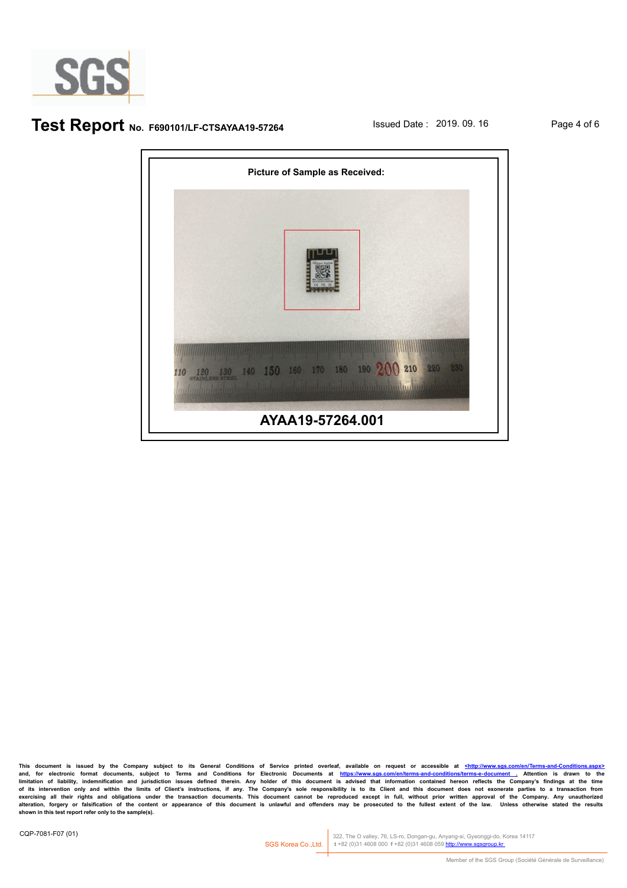**Picture of Sample as Received:**

**AYAA19-57264.001**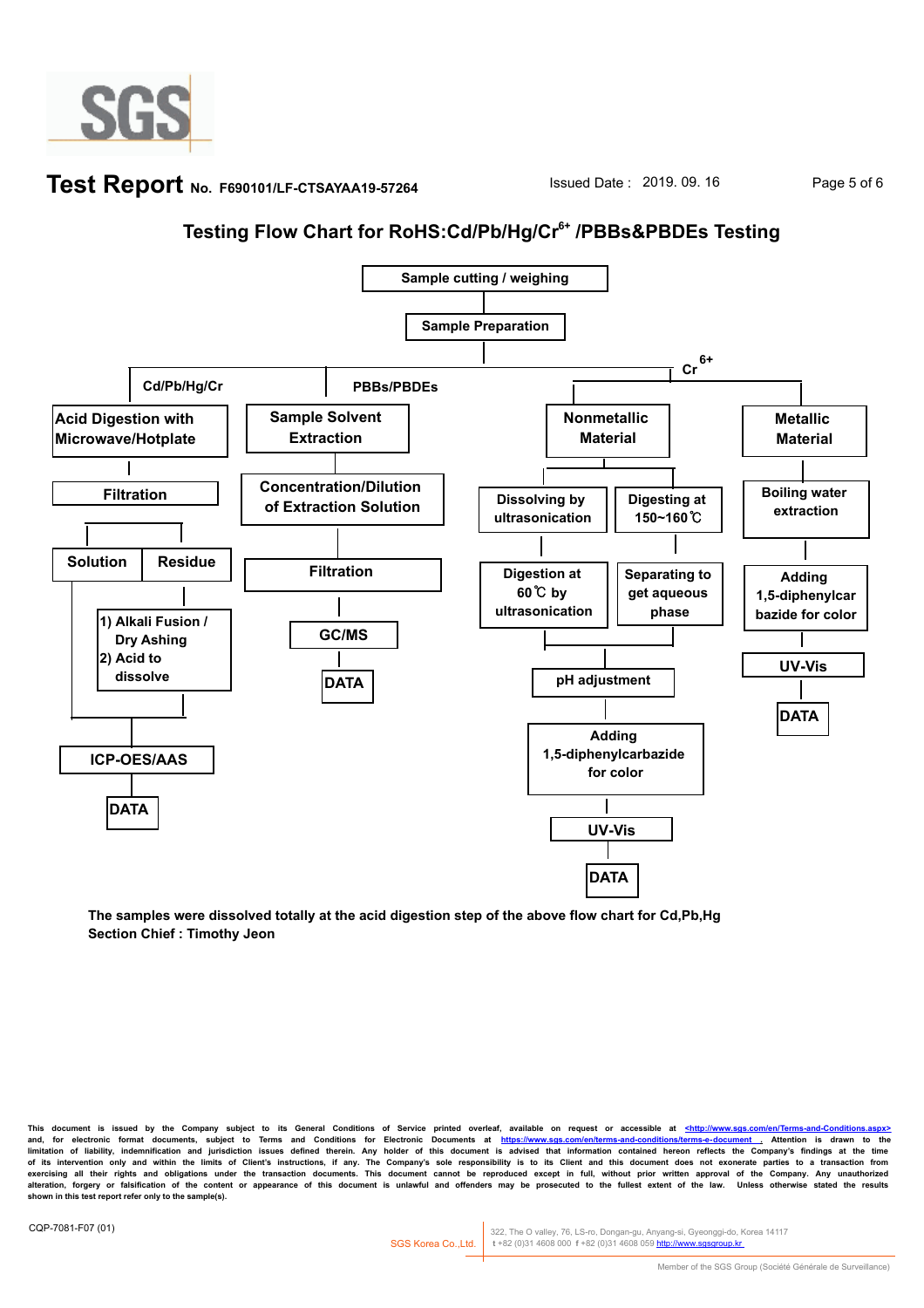# Test Report No. F690101/LF-CTSAYAA19-57264

Issued Date : 2019. 09. 16

## Testing Flow Chart for RoHS:Cd/Pb/Hg/$Cr^{6+}$ /PBBs&PBDEs Testing

Sample cutting / weighing

Sample Preparation

**Cd/Pb/Hg/Cr**

- Acid Digestion with Microwave/Hotplate
- Filtration
- Solution / Residue
  - Residue: 1) Alkali Fusion / Dry Ashing 2) Acid to dissolve
- ICP-OES/AAS
- DATA

**PBBs/PBDEs**

- Sample Solvent Extraction
- Concentration/Dilution of Extraction Solution
- Filtration
- GC/MS
- DATA

**$Cr^{6+}$**

- Nonmetallic Material
  - Dissolving by ultrasonication → Digestion at 60℃ by ultrasonication
  - Digesting at 150~160℃ → Separating to get aqueous phase
  - pH adjustment
  - Adding 1,5-diphenylcarbazide for color
  - UV-Vis
  - DATA
- Metallic Material
  - Boiling water extraction
  - Adding 1,5-diphenylcarbazide for color
  - UV-Vis
  - DATA

**The samples were dissolved totally at the acid digestion step of the above flow chart for Cd,Pb,Hg**

**Section Chief : Timothy Jeon**

This document is issued by the Company subject to its General Conditions of Service printed overleaf, available on request or accessible at <http://www.sgs.com/en/Terms-and-Conditions.aspx> and, for electronic format documents, subject to Terms and Conditions for Electronic Documents at https://www.sgs.com/en/terms-and-conditions/terms-e-document . Attention is drawn to the limitation of liability, indemnification and jurisdiction issues defined therein. Any holder of this document is advised that information contained hereon reflects the Company's findings at the time of its intervention only and within the limits of Client's instructions, if any. The Company's sole responsibility is to its Client and this document does not exonerate parties to a transaction from exercising all their rights and obligations under the transaction documents. This document cannot be reproduced except in full, without prior written approval of the Company. Any unauthorized alteration, forgery or falsification of the content or appearance of this document is unlawful and offenders may be prosecuted to the fullest extent of the law. Unless otherwise stated the results shown in this test report refer only to the sample(s).

CQP-7081-F07 (01)

SGS Korea Co.,Ltd. | 322, The O valley, 76, LS-ro, Dongan-gu, Anyang-si, Gyeonggi-do, Korea 14117 t +82 (0)31 4608 000 f +82 (0)31 4608 059 http://www.sgsgroup.kr

Member of the SGS Group (Société Générale de Surveillance)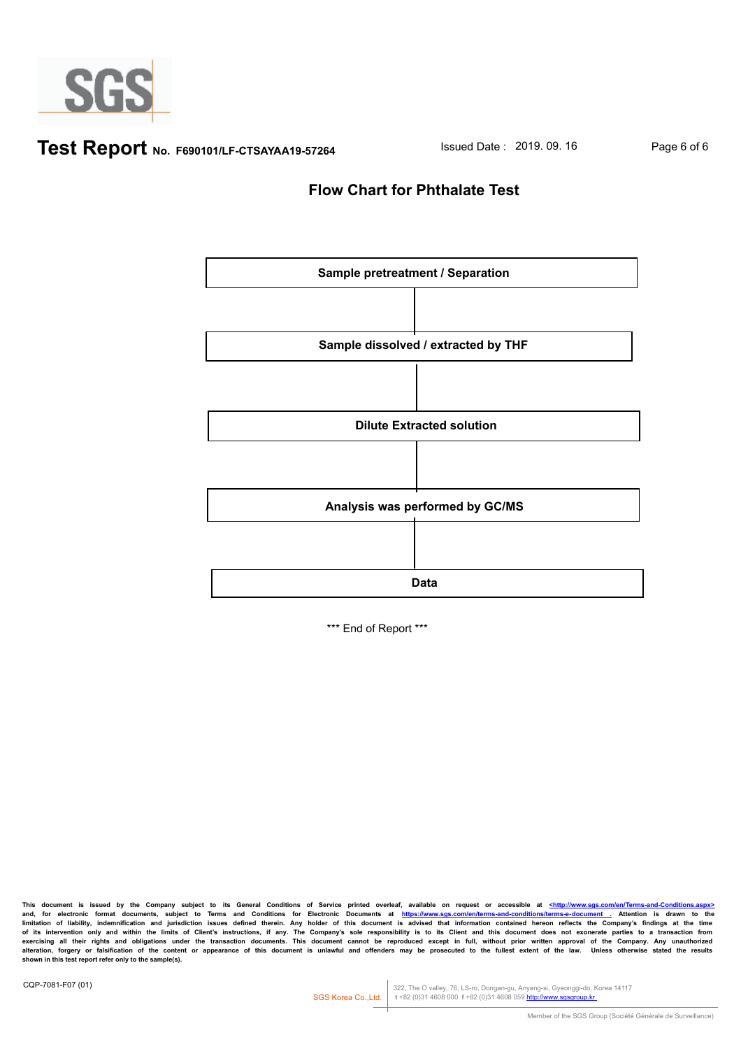## Flow Chart for Phthalate Test

Sample pretreatment / Separation

Sample dissolved / extracted by THF

Dilute Extracted solution

Analysis was performed by GC/MS

Data

*** End of Report ***